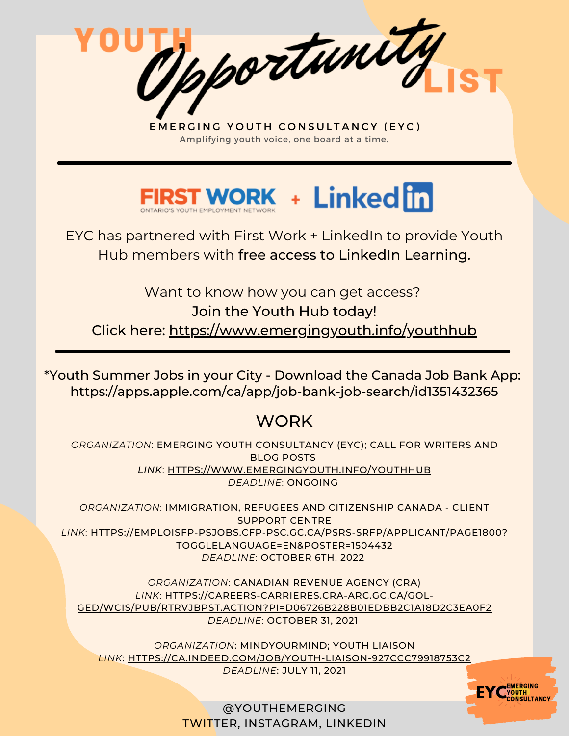# YOUTH Opportunity LIST

EMERGING YOUTH CONSULTANCY (EYC)

Amplifying youth voice, one board at a time.

---

FIRST WORK
ONTARIO'S YOUTH EMPLOYMENT NETWORK
+ LinkedIn

EYC has partnered with First Work + LinkedIn to provide Youth Hub members with free access to LinkedIn Learning.

Want to know how you can get access?
Join the Youth Hub today!
Click here: https://www.emergingyouth.info/youthhub

---

*Youth Summer Jobs in your City - Download the Canada Job Bank App: https://apps.apple.com/ca/app/job-bank-job-search/id1351432365

## WORK

*ORGANIZATION*: EMERGING YOUTH CONSULTANCY (EYC); CALL FOR WRITERS AND BLOG POSTS
*LINK*: HTTPS://WWW.EMERGINGYOUTH.INFO/YOUTHHUB
*DEADLINE*: ONGOING

*ORGANIZATION*: IMMIGRATION, REFUGEES AND CITIZENSHIP CANADA - CLIENT SUPPORT CENTRE
*LINK*: HTTPS://EMPLOISFP-PSJOBS.CFP-PSC.GC.CA/PSRS-SRFP/APPLICANT/PAGE1800?TOGGLELANGUAGE=EN&POSTER=1504432
*DEADLINE*: OCTOBER 6TH, 2022

*ORGANIZATION*: CANADIAN REVENUE AGENCY (CRA)
*LINK*: HTTPS://CAREERS-CARRIERES.CRA-ARC.GC.CA/GOL-GED/WCIS/PUB/RTRVJBPST.ACTION?PI=D06726B228B01EDBB2C1A18D2C3EA0F2
*DEADLINE*: OCTOBER 31, 2021

*ORGANIZATION*: MINDYOURMIND; YOUTH LIAISON
*LINK*: HTTPS://CA.INDEED.COM/JOB/YOUTH-LIAISON-927CCC79918753C2
*DEADLINE*: JULY 11, 2021

@YOUTHEMERGING
TWITTER, INSTAGRAM, LINKEDIN

EYC EMERGING YOUTH CONSULTANCY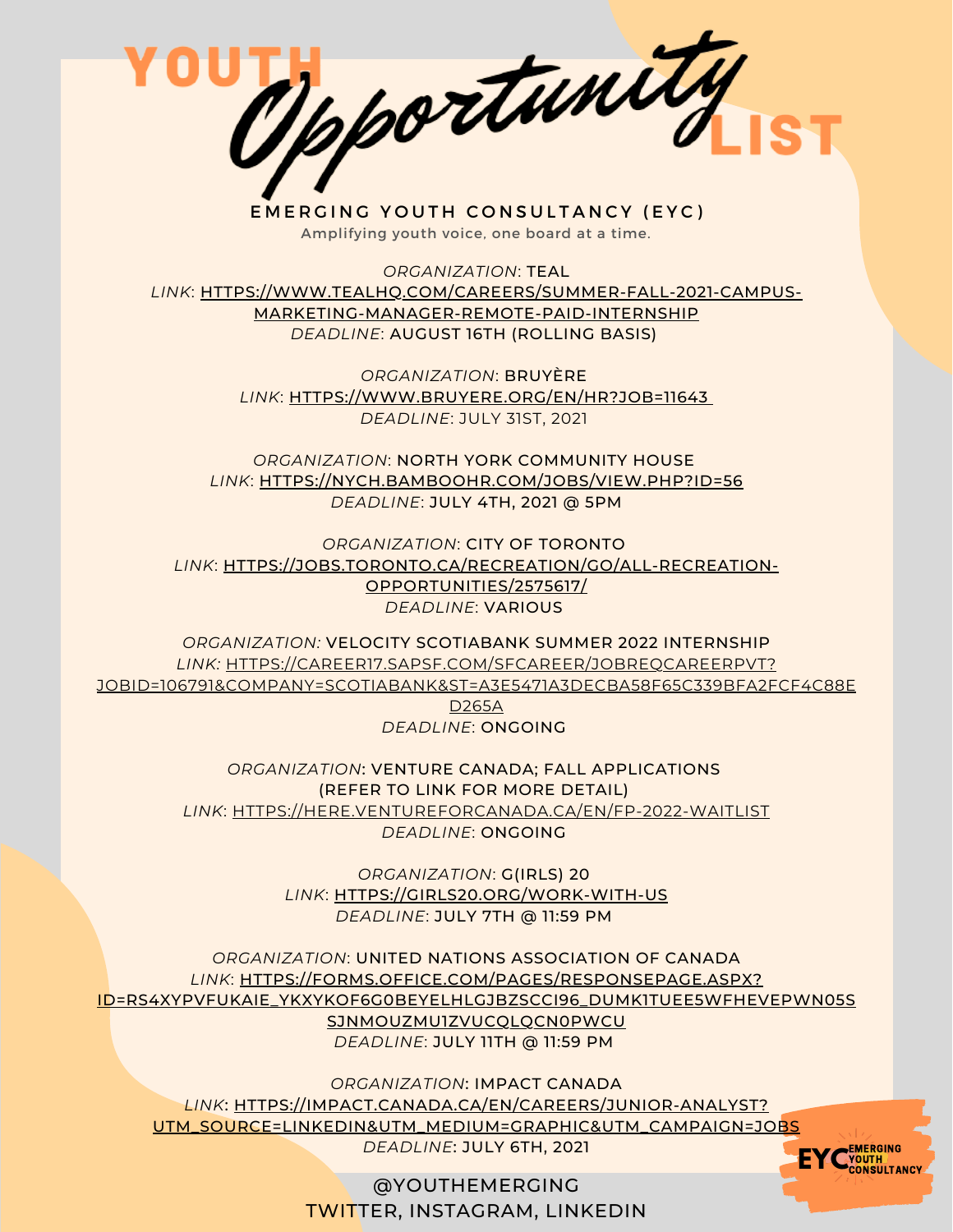# YOUTH *Opportunity* LIST

EMERGING YOUTH CONSULTANCY (EYC)

Amplifying youth voice, one board at a time.

*ORGANIZATION*: TEAL
*LINK*: HTTPS://WWW.TEALHQ.COM/CAREERS/SUMMER-FALL-2021-CAMPUS-MARKETING-MANAGER-REMOTE-PAID-INTERNSHIP
*DEADLINE*: AUGUST 16TH (ROLLING BASIS)

*ORGANIZATION*: BRUYÈRE
*LINK*: HTTPS://WWW.BRUYERE.ORG/EN/HR?JOB=11643
*DEADLINE*: JULY 31ST, 2021

*ORGANIZATION*: NORTH YORK COMMUNITY HOUSE
*LINK*: HTTPS://NYCH.BAMBOOHR.COM/JOBS/VIEW.PHP?ID=56
*DEADLINE*: JULY 4TH, 2021 @ 5PM

*ORGANIZATION*: CITY OF TORONTO
*LINK*: HTTPS://JOBS.TORONTO.CA/RECREATION/GO/ALL-RECREATION-OPPORTUNITIES/2575617/
*DEADLINE*: VARIOUS

*ORGANIZATION:* VELOCITY SCOTIABANK SUMMER 2022 INTERNSHIP
*LINK:* HTTPS://CAREER17.SAPSF.COM/SFCAREER/JOBREQCAREERPVT?JOBID=106791&COMPANY=SCOTIABANK&ST=A3E5471A3DECBA58F65C339BFA2FCF4C88ED265A
*DEADLINE*: ONGOING

*ORGANIZATION*: VENTURE CANADA; FALL APPLICATIONS (REFER TO LINK FOR MORE DETAIL)
*LINK*: HTTPS://HERE.VENTUREFORCANADA.CA/EN/FP-2022-WAITLIST
*DEADLINE*: ONGOING

*ORGANIZATION*: G(IRLS) 20
*LINK*: HTTPS://GIRLS20.ORG/WORK-WITH-US
*DEADLINE*: JULY 7TH @ 11:59 PM

*ORGANIZATION*: UNITED NATIONS ASSOCIATION OF CANADA
*LINK*: HTTPS://FORMS.OFFICE.COM/PAGES/RESPONSEPAGE.ASPX?ID=RS4XYPVFUKAIE_YKXYKOF6G0BEYELHLGJBZSCCI96_DUMK1TUEE5WFHEVEPWN05SSJNMOUZMU1ZVUCQLQCN0PWCU
*DEADLINE*: JULY 11TH @ 11:59 PM

*ORGANIZATION*: IMPACT CANADA
*LINK*: HTTPS://IMPACT.CANADA.CA/EN/CAREERS/JUNIOR-ANALYST?UTM_SOURCE=LINKEDIN&UTM_MEDIUM=GRAPHIC&UTM_CAMPAIGN=JOBS
*DEADLINE*: JULY 6TH, 2021

@YOUTHEMERGING
TWITTER, INSTAGRAM, LINKEDIN

EYC EMERGING YOUTH CONSULTANCY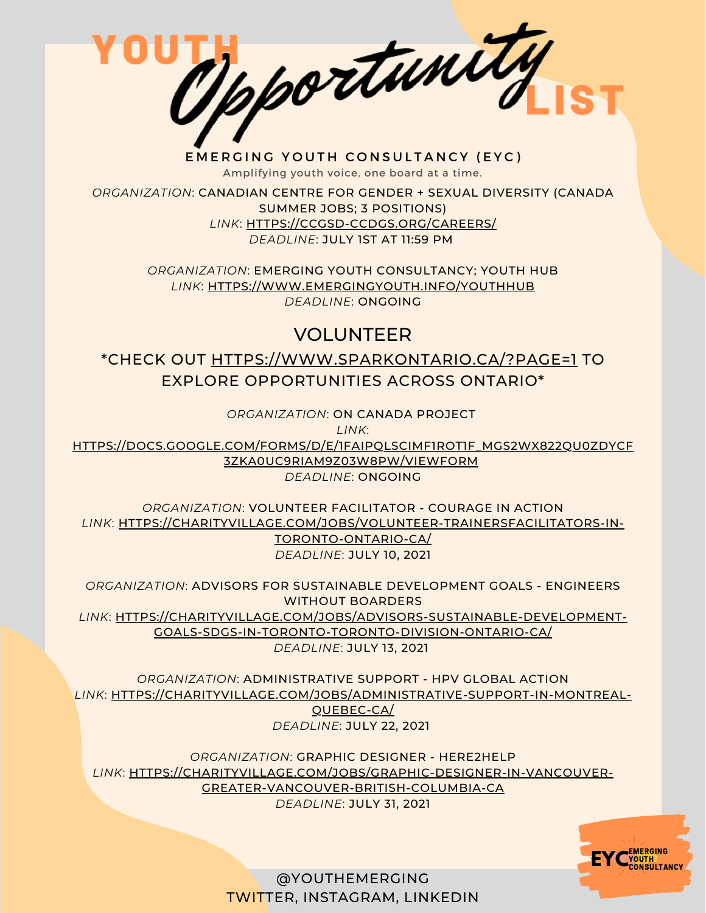# YOUTH *Opportunity* LIST

**EMERGING YOUTH CONSULTANCY (EYC)**

Amplifying youth voice, one board at a time.

*ORGANIZATION*: CANADIAN CENTRE FOR GENDER + SEXUAL DIVERSITY (CANADA SUMMER JOBS; 3 POSITIONS)
*LINK*: HTTPS://CCGSD-CCDGS.ORG/CAREERS/
*DEADLINE*: JULY 1ST AT 11:59 PM

*ORGANIZATION*: EMERGING YOUTH CONSULTANCY; YOUTH HUB
*LINK*: HTTPS://WWW.EMERGINGYOUTH.INFO/YOUTHHUB
*DEADLINE*: ONGOING

## VOLUNTEER

*CHECK OUT HTTPS://WWW.SPARKONTARIO.CA/?PAGE=1 TO EXPLORE OPPORTUNITIES ACROSS ONTARIO*

*ORGANIZATION*: ON CANADA PROJECT
*LINK*: HTTPS://DOCS.GOOGLE.COM/FORMS/D/E/1FAIPQLSCIMF1ROT1F_MGS2WX822QU0ZDYCF3ZKA0UC9RIAM9Z03W8PW/VIEWFORM
*DEADLINE*: ONGOING

*ORGANIZATION*: VOLUNTEER FACILITATOR - COURAGE IN ACTION
*LINK*: HTTPS://CHARITYVILLAGE.COM/JOBS/VOLUNTEER-TRAINERSFACILITATORS-IN-TORONTO-ONTARIO-CA/
*DEADLINE*: JULY 10, 2021

*ORGANIZATION*: ADVISORS FOR SUSTAINABLE DEVELOPMENT GOALS - ENGINEERS WITHOUT BOARDERS
*LINK*: HTTPS://CHARITYVILLAGE.COM/JOBS/ADVISORS-SUSTAINABLE-DEVELOPMENT-GOALS-SDGS-IN-TORONTO-TORONTO-DIVISION-ONTARIO-CA/
*DEADLINE*: JULY 13, 2021

*ORGANIZATION*: ADMINISTRATIVE SUPPORT - HPV GLOBAL ACTION
*LINK*: HTTPS://CHARITYVILLAGE.COM/JOBS/ADMINISTRATIVE-SUPPORT-IN-MONTREAL-QUEBEC-CA/
*DEADLINE*: JULY 22, 2021

*ORGANIZATION*: GRAPHIC DESIGNER - HERE2HELP
*LINK*: HTTPS://CHARITYVILLAGE.COM/JOBS/GRAPHIC-DESIGNER-IN-VANCOUVER-GREATER-VANCOUVER-BRITISH-COLUMBIA-CA
*DEADLINE*: JULY 31, 2021

EYC EMERGING YOUTH CONSULTANCY

@YOUTHEMERGING
TWITTER, INSTAGRAM, LINKEDIN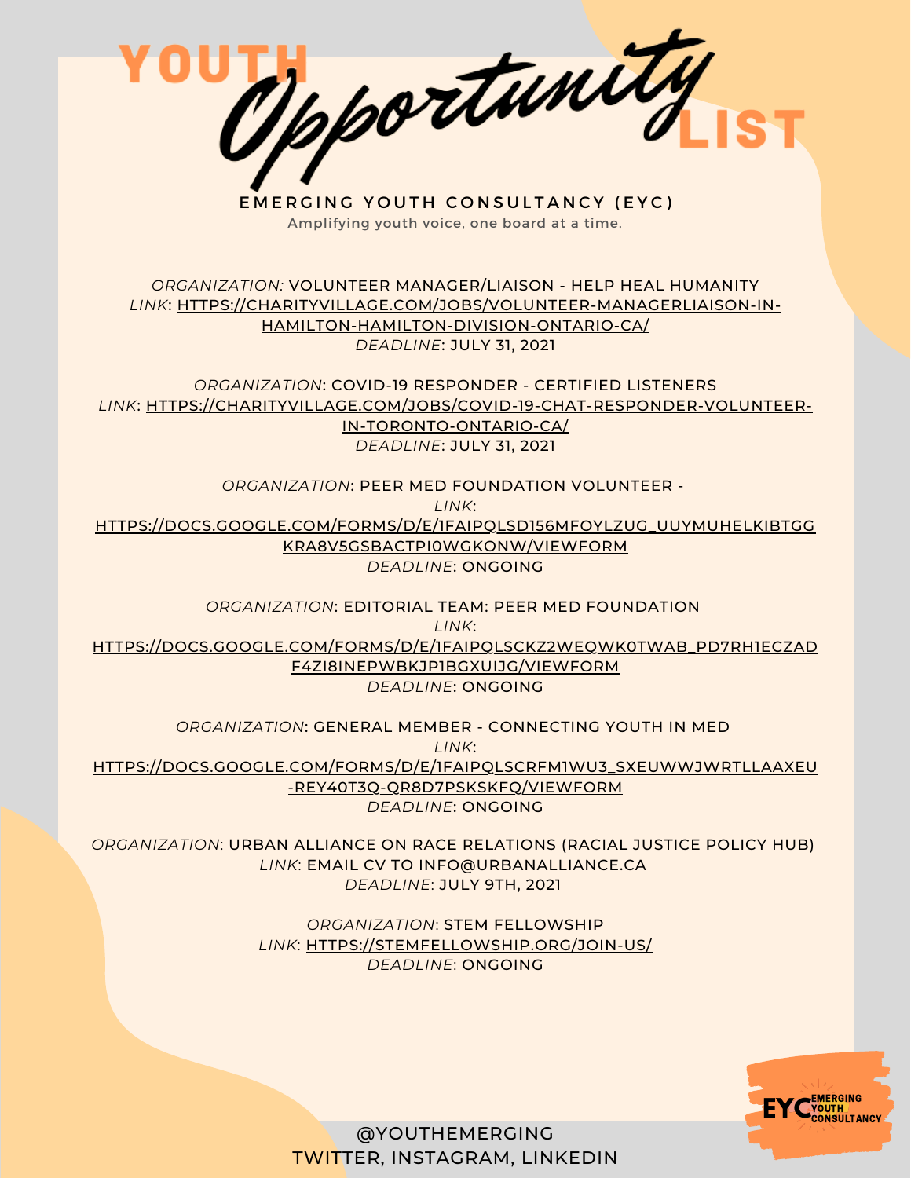# YOUTH *Opportunity* LIST

**EMERGING YOUTH CONSULTANCY (EYC)**

Amplifying youth voice, one board at a time.

*ORGANIZATION:* VOLUNTEER MANAGER/LIAISON - HELP HEAL HUMANITY
*LINK*: HTTPS://CHARITYVILLAGE.COM/JOBS/VOLUNTEER-MANAGERLIAISON-IN-HAMILTON-HAMILTON-DIVISION-ONTARIO-CA/
*DEADLINE*: JULY 31, 2021

*ORGANIZATION*: COVID-19 RESPONDER - CERTIFIED LISTENERS
*LINK*: HTTPS://CHARITYVILLAGE.COM/JOBS/COVID-19-CHAT-RESPONDER-VOLUNTEER-IN-TORONTO-ONTARIO-CA/
*DEADLINE*: JULY 31, 2021

*ORGANIZATION*: PEER MED FOUNDATION VOLUNTEER -
*LINK*: HTTPS://DOCS.GOOGLE.COM/FORMS/D/E/1FAIPQLSD156MFOYLZUG_UUYMUHELKIBTGGKRA8V5GSBACTPI0WGKONW/VIEWFORM
*DEADLINE*: ONGOING

*ORGANIZATION*: EDITORIAL TEAM: PEER MED FOUNDATION
*LINK*: HTTPS://DOCS.GOOGLE.COM/FORMS/D/E/1FAIPQLSCKZ2WEQWK0TWAB_PD7RH1ECZADF4ZI8INEPWBKJP1BGXUIJG/VIEWFORM
*DEADLINE*: ONGOING

*ORGANIZATION*: GENERAL MEMBER - CONNECTING YOUTH IN MED
*LINK*: HTTPS://DOCS.GOOGLE.COM/FORMS/D/E/1FAIPQLSCRFM1WU3_SXEUWWJWRTLLAAXEU-REY40T3Q-QR8D7PSKSKFQ/VIEWFORM
*DEADLINE*: ONGOING

*ORGANIZATION*: URBAN ALLIANCE ON RACE RELATIONS (RACIAL JUSTICE POLICY HUB)
*LINK*: EMAIL CV TO INFO@URBANALLIANCE.CA
*DEADLINE*: JULY 9TH, 2021

*ORGANIZATION*: STEM FELLOWSHIP
*LINK*: HTTPS://STEMFELLOWSHIP.ORG/JOIN-US/
*DEADLINE*: ONGOING

@YOUTHEMERGING
TWITTER, INSTAGRAM, LINKEDIN

EYC EMERGING YOUTH CONSULTANCY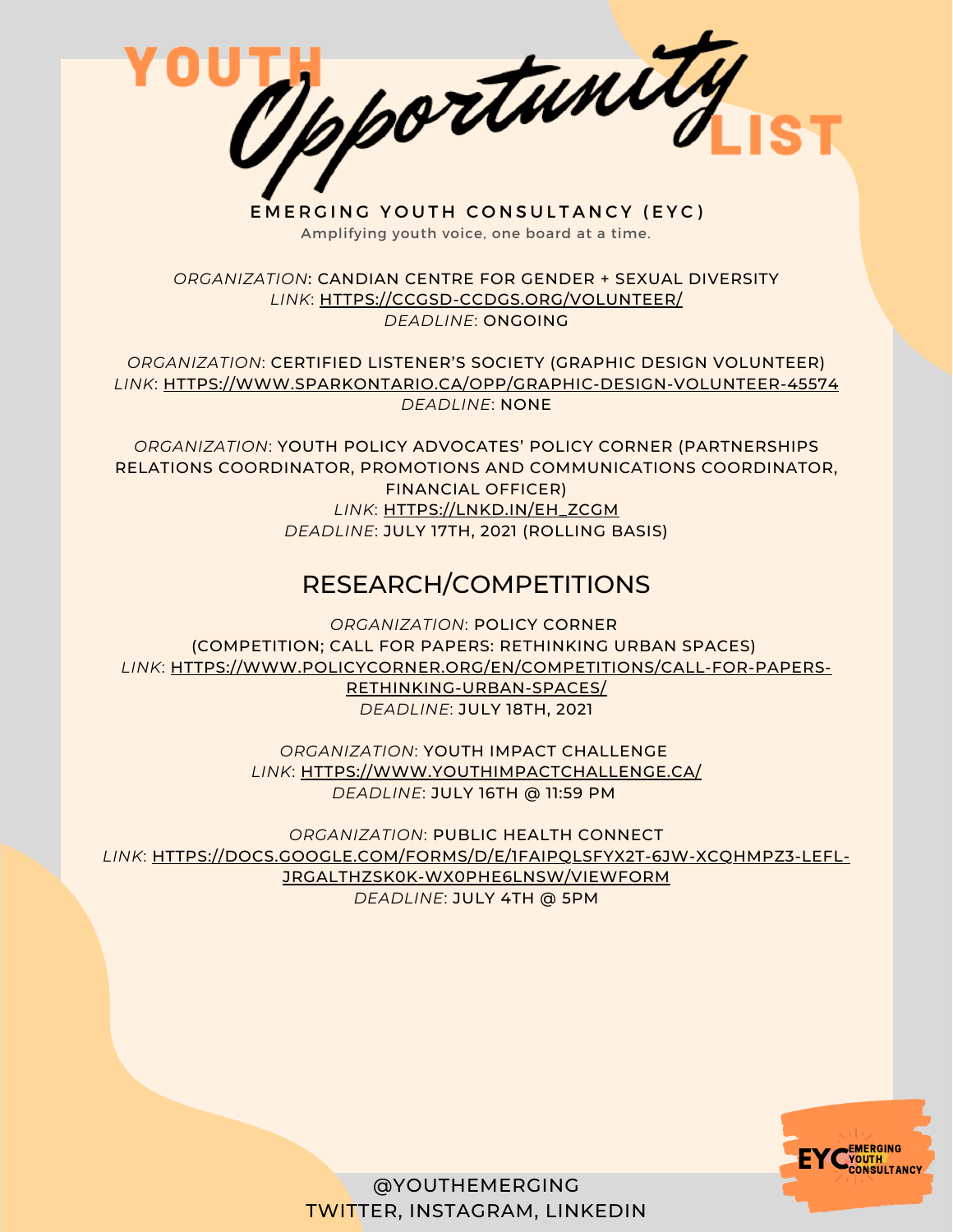# YOUTH *Opportunity* LIST

EMERGING YOUTH CONSULTANCY (EYC)

Amplifying youth voice, one board at a time.

*ORGANIZATION*: CANDIAN CENTRE FOR GENDER + SEXUAL DIVERSITY
*LINK*: HTTPS://CCGSD-CCDGS.ORG/VOLUNTEER/
*DEADLINE*: ONGOING

*ORGANIZATION*: CERTIFIED LISTENER'S SOCIETY (GRAPHIC DESIGN VOLUNTEER)
*LINK*: HTTPS://WWW.SPARKONTARIO.CA/OPP/GRAPHIC-DESIGN-VOLUNTEER-45574
*DEADLINE*: NONE

*ORGANIZATION*: YOUTH POLICY ADVOCATES' POLICY CORNER (PARTNERSHIPS RELATIONS COORDINATOR, PROMOTIONS AND COMMUNICATIONS COORDINATOR, FINANCIAL OFFICER)
*LINK*: HTTPS://LNKD.IN/EH_ZCGM
*DEADLINE*: JULY 17TH, 2021 (ROLLING BASIS)

## RESEARCH/COMPETITIONS

*ORGANIZATION*: POLICY CORNER
(COMPETITION; CALL FOR PAPERS: RETHINKING URBAN SPACES)
*LINK*: HTTPS://WWW.POLICYCORNER.ORG/EN/COMPETITIONS/CALL-FOR-PAPERS-RETHINKING-URBAN-SPACES/
*DEADLINE*: JULY 18TH, 2021

*ORGANIZATION*: YOUTH IMPACT CHALLENGE
*LINK*: HTTPS://WWW.YOUTHIMPACTCHALLENGE.CA/
*DEADLINE*: JULY 16TH @ 11:59 PM

*ORGANIZATION*: PUBLIC HEALTH CONNECT
*LINK*: HTTPS://DOCS.GOOGLE.COM/FORMS/D/E/1FAIPQLSFYX2T-6JW-XCQHMPZ3-LEFL-JRGALTHZSK0K-WX0PHE6LNSW/VIEWFORM
*DEADLINE*: JULY 4TH @ 5PM

@YOUTHEMERGING
TWITTER, INSTAGRAM, LINKEDIN

EYC EMERGING YOUTH CONSULTANCY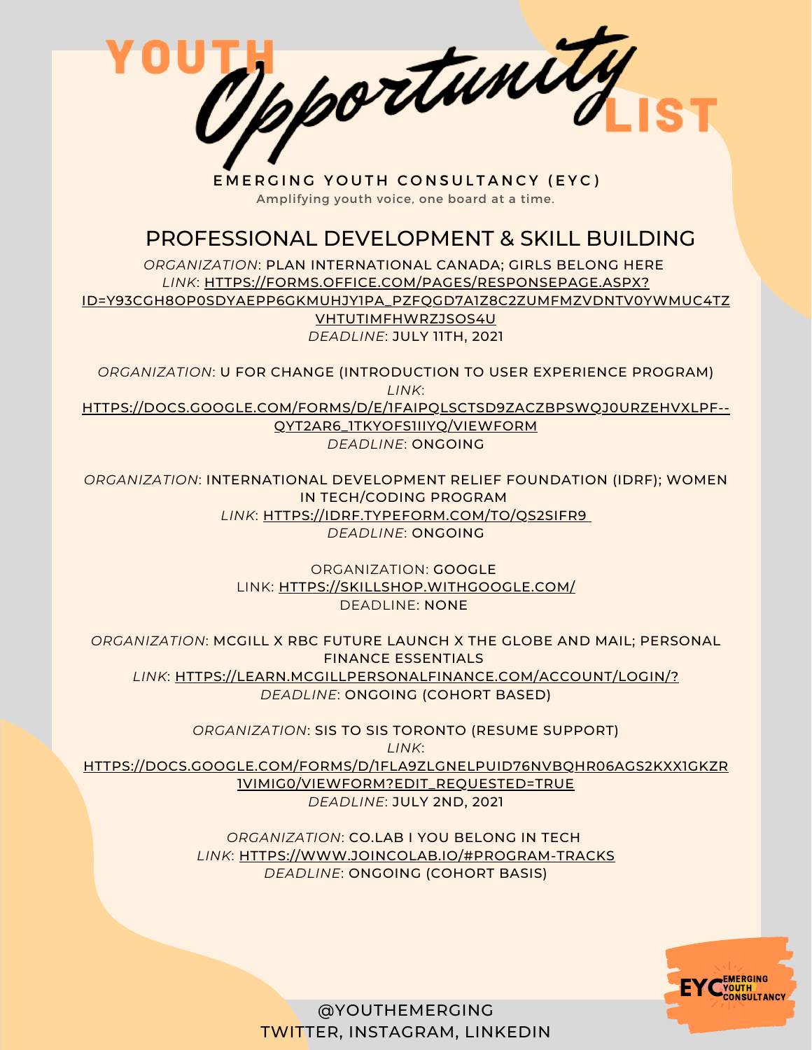# YOUTH *Opportunity* LIST

EMERGING YOUTH CONSULTANCY (EYC)

Amplifying youth voice, one board at a time.

## PROFESSIONAL DEVELOPMENT & SKILL BUILDING

*ORGANIZATION*: PLAN INTERNATIONAL CANADA; GIRLS BELONG HERE
*LINK*: HTTPS://FORMS.OFFICE.COM/PAGES/RESPONSEPAGE.ASPX?ID=Y93CGH8OP0SDYAEPP6GKMUHJY1PA_PZFQGD7A1Z8C2ZUMFMZVDNTV0YWMUC4TZVHTUTIMFHWRZJSOS4U
*DEADLINE*: JULY 11TH, 2021

*ORGANIZATION*: U FOR CHANGE (INTRODUCTION TO USER EXPERIENCE PROGRAM)
*LINK*: HTTPS://DOCS.GOOGLE.COM/FORMS/D/E/1FAIPQLSCTSD9ZACZBPSWQJ0URZEHVXLPF--QYT2AR6_1TKYOFS1IIYQ/VIEWFORM
*DEADLINE*: ONGOING

*ORGANIZATION*: INTERNATIONAL DEVELOPMENT RELIEF FOUNDATION (IDRF); WOMEN IN TECH/CODING PROGRAM
*LINK*: HTTPS://IDRF.TYPEFORM.COM/TO/QS2SIFR9
*DEADLINE*: ONGOING

ORGANIZATION: GOOGLE
LINK: HTTPS://SKILLSHOP.WITHGOOGLE.COM/
DEADLINE: NONE

*ORGANIZATION*: MCGILL X RBC FUTURE LAUNCH X THE GLOBE AND MAIL; PERSONAL FINANCE ESSENTIALS
*LINK*: HTTPS://LEARN.MCGILLPERSONALFINANCE.COM/ACCOUNT/LOGIN/?
*DEADLINE*: ONGOING (COHORT BASED)

*ORGANIZATION*: SIS TO SIS TORONTO (RESUME SUPPORT)
*LINK*: HTTPS://DOCS.GOOGLE.COM/FORMS/D/1FLA9ZLGNELPUID76NVBQHR06AGS2KXX1GKZR1VIMIG0/VIEWFORM?EDIT_REQUESTED=TRUE
*DEADLINE*: JULY 2ND, 2021

*ORGANIZATION*: CO.LAB I YOU BELONG IN TECH
*LINK*: HTTPS://WWW.JOINCOLAB.IO/#PROGRAM-TRACKS
*DEADLINE*: ONGOING (COHORT BASIS)

@YOUTHEMERGING
TWITTER, INSTAGRAM, LINKEDIN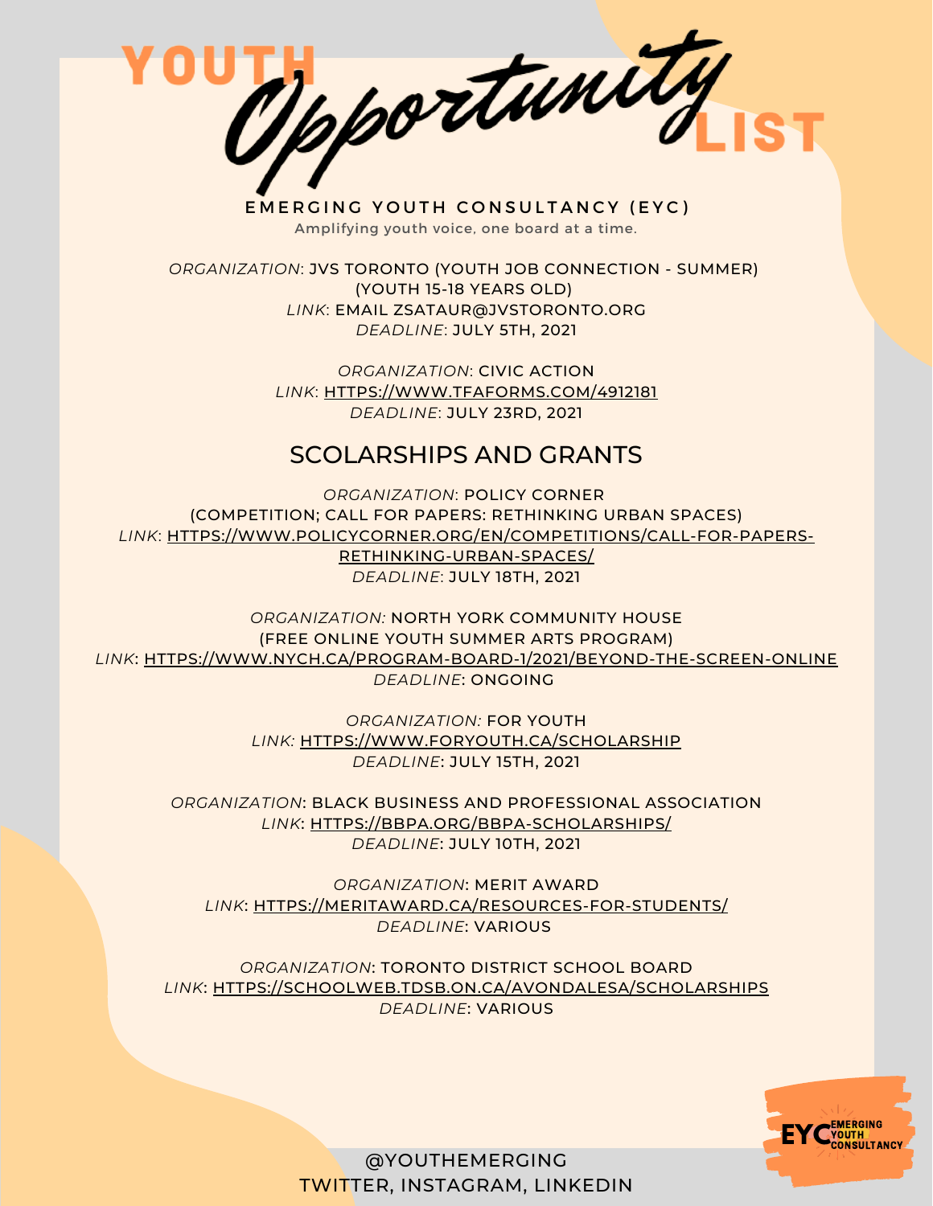# YOUTH *Opportunity* LIST

**EMERGING YOUTH CONSULTANCY (EYC)**

Amplifying youth voice, one board at a time.

*ORGANIZATION*: JVS TORONTO (YOUTH JOB CONNECTION - SUMMER)
(YOUTH 15-18 YEARS OLD)
*LINK*: EMAIL ZSATAUR@JVSTORONTO.ORG
*DEADLINE*: JULY 5TH, 2021

*ORGANIZATION*: CIVIC ACTION
*LINK*: HTTPS://WWW.TFAFORMS.COM/4912181
*DEADLINE*: JULY 23RD, 2021

## SCOLARSHIPS AND GRANTS

*ORGANIZATION*: POLICY CORNER
(COMPETITION; CALL FOR PAPERS: RETHINKING URBAN SPACES)
*LINK*: HTTPS://WWW.POLICYCORNER.ORG/EN/COMPETITIONS/CALL-FOR-PAPERS-RETHINKING-URBAN-SPACES/
*DEADLINE*: JULY 18TH, 2021

*ORGANIZATION:* NORTH YORK COMMUNITY HOUSE
(FREE ONLINE YOUTH SUMMER ARTS PROGRAM)
*LINK*: HTTPS://WWW.NYCH.CA/PROGRAM-BOARD-1/2021/BEYOND-THE-SCREEN-ONLINE
*DEADLINE*: ONGOING

*ORGANIZATION:* FOR YOUTH
*LINK:* HTTPS://WWW.FORYOUTH.CA/SCHOLARSHIP
*DEADLINE*: JULY 15TH, 2021

*ORGANIZATION*: BLACK BUSINESS AND PROFESSIONAL ASSOCIATION
*LINK*: HTTPS://BBPA.ORG/BBPA-SCHOLARSHIPS/
*DEADLINE*: JULY 10TH, 2021

*ORGANIZATION*: MERIT AWARD
*LINK*: HTTPS://MERITAWARD.CA/RESOURCES-FOR-STUDENTS/
*DEADLINE*: VARIOUS

*ORGANIZATION*: TORONTO DISTRICT SCHOOL BOARD
*LINK*: HTTPS://SCHOOLWEB.TDSB.ON.CA/AVONDALESA/SCHOLARSHIPS
*DEADLINE*: VARIOUS

EYC EMERGING YOUTH CONSULTANCY

@YOUTHEMERGING
TWITTER, INSTAGRAM, LINKEDIN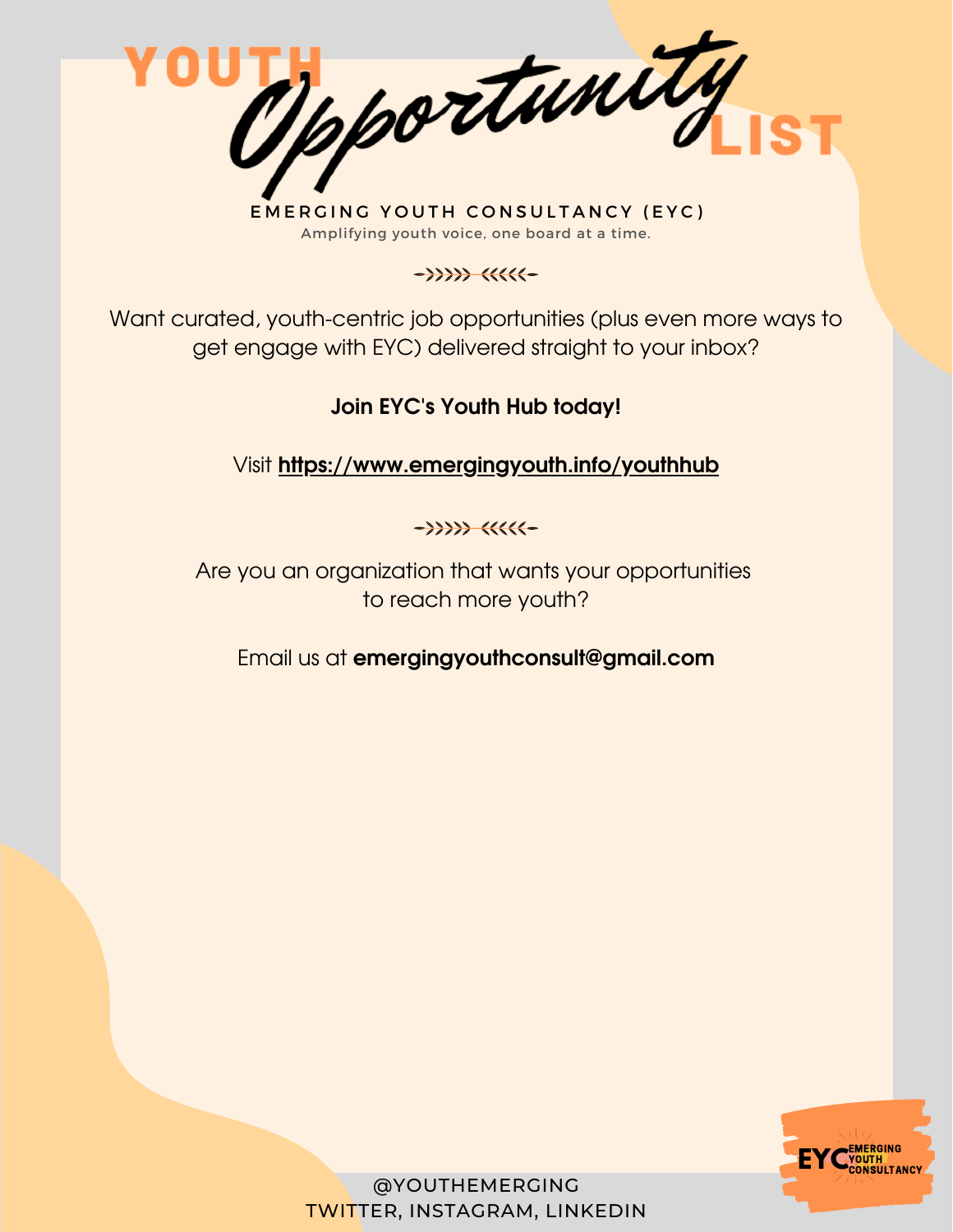# YOUTH *Opportunity* LIST

EMERGING YOUTH CONSULTANCY (EYC)

Amplifying youth voice, one board at a time.

Want curated, youth-centric job opportunities (plus even more ways to get engage with EYC) delivered straight to your inbox?

**Join EYC's Youth Hub today!**

Visit **https://www.emergingyouth.info/youthhub**

Are you an organization that wants your opportunities to reach more youth?

Email us at **emergingyouthconsult@gmail.com**

@YOUTHEMERGING
TWITTER, INSTAGRAM, LINKEDIN

EYC EMERGING YOUTH CONSULTANCY